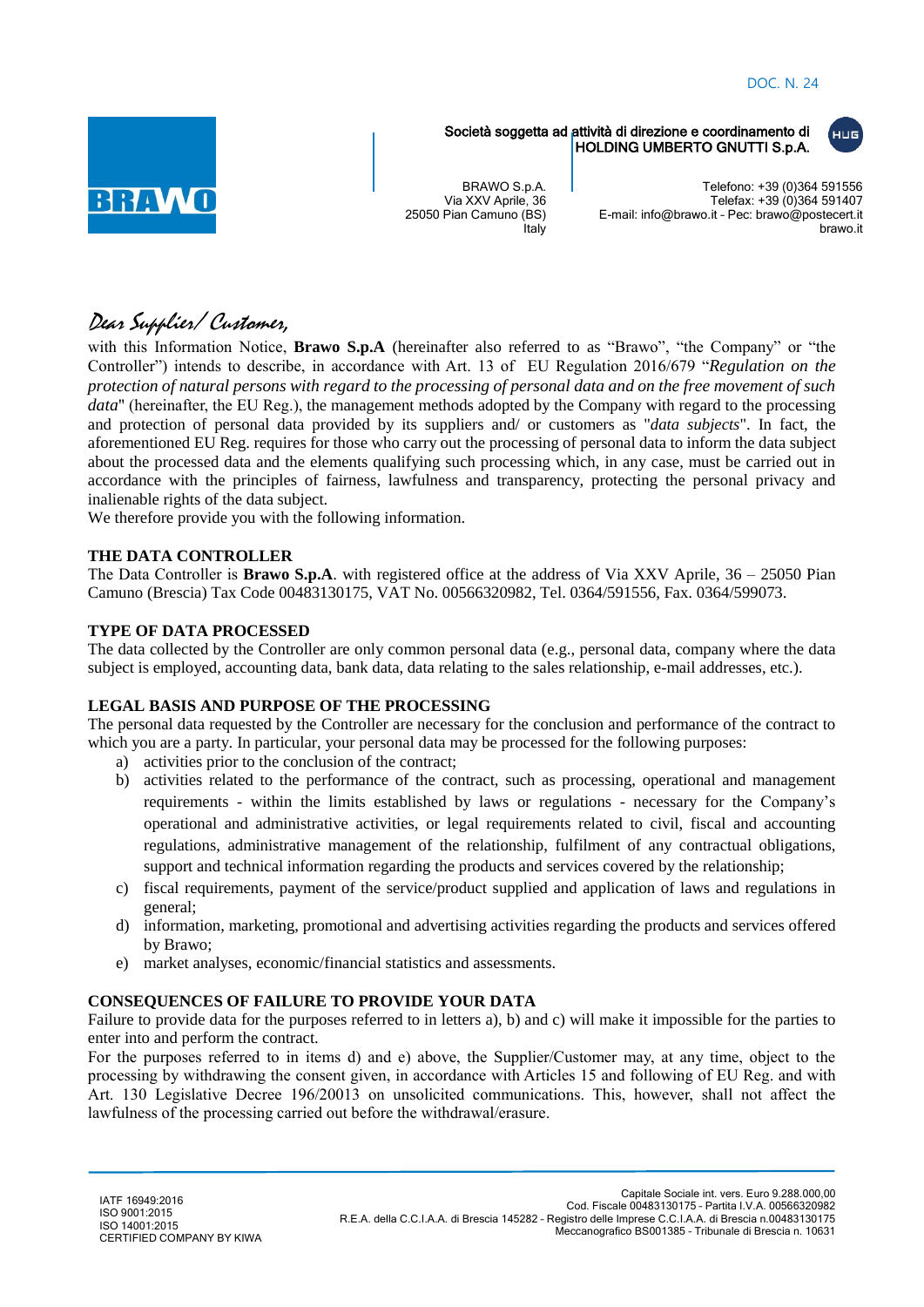DOC. N. 24

Società soggetta ad attività di direzione e coordinamento di HOLDING UMBERTO GNUTTI S.p.A.

BRAWO S.p.A.
Via XXV Aprile, 36
25050 Pian Camuno (BS)
Italy

Telefono: +39 (0)364 591556
Telefax: +39 (0)364 591407
E-mail: info@brawo.it - Pec: brawo@postecert.it
brawo.it

*Dear Supplier/ Customer,*

with this Information Notice, **Brawo S.p.A** (hereinafter also referred to as "Brawo", "the Company" or "the Controller") intends to describe, in accordance with Art. 13 of EU Regulation 2016/679 "*Regulation on the protection of natural persons with regard to the processing of personal data and on the free movement of such data*" (hereinafter, the EU Reg.), the management methods adopted by the Company with regard to the processing and protection of personal data provided by its suppliers and/ or customers as "*data subjects*". In fact, the aforementioned EU Reg. requires for those who carry out the processing of personal data to inform the data subject about the processed data and the elements qualifying such processing which, in any case, must be carried out in accordance with the principles of fairness, lawfulness and transparency, protecting the personal privacy and inalienable rights of the data subject.
We therefore provide you with the following information.

## THE DATA CONTROLLER

The Data Controller is **Brawo S.p.A**. with registered office at the address of Via XXV Aprile, 36 – 25050 Pian Camuno (Brescia) Tax Code 00483130175, VAT No. 00566320982, Tel. 0364/591556, Fax. 0364/599073.

## TYPE OF DATA PROCESSED

The data collected by the Controller are only common personal data (e.g., personal data, company where the data subject is employed, accounting data, bank data, data relating to the sales relationship, e-mail addresses, etc.).

## LEGAL BASIS AND PURPOSE OF THE PROCESSING

The personal data requested by the Controller are necessary for the conclusion and performance of the contract to which you are a party. In particular, your personal data may be processed for the following purposes:

a) activities prior to the conclusion of the contract;
b) activities related to the performance of the contract, such as processing, operational and management requirements - within the limits established by laws or regulations - necessary for the Company's operational and administrative activities, or legal requirements related to civil, fiscal and accounting regulations, administrative management of the relationship, fulfilment of any contractual obligations, support and technical information regarding the products and services covered by the relationship;
c) fiscal requirements, payment of the service/product supplied and application of laws and regulations in general;
d) information, marketing, promotional and advertising activities regarding the products and services offered by Brawo;
e) market analyses, economic/financial statistics and assessments.

## CONSEQUENCES OF FAILURE TO PROVIDE YOUR DATA

Failure to provide data for the purposes referred to in letters a), b) and c) will make it impossible for the parties to enter into and perform the contract.
For the purposes referred to in items d) and e) above, the Supplier/Customer may, at any time, object to the processing by withdrawing the consent given, in accordance with Articles 15 and following of EU Reg. and with Art. 130 Legislative Decree 196/20013 on unsolicited communications. This, however, shall not affect the lawfulness of the processing carried out before the withdrawal/erasure.

IATF 16949:2016
ISO 9001:2015
ISO 14001:2015
CERTIFIED COMPANY BY KIWA

Capitale Sociale int. vers. Euro 9.288.000,00
Cod. Fiscale 00483130175 - Partita I.V.A. 00566320982
R.E.A. della C.C.I.A.A. di Brescia 145282 - Registro delle Imprese C.C.I.A.A. di Brescia n.00483130175
Meccanografico BS001385 - Tribunale di Brescia n. 10631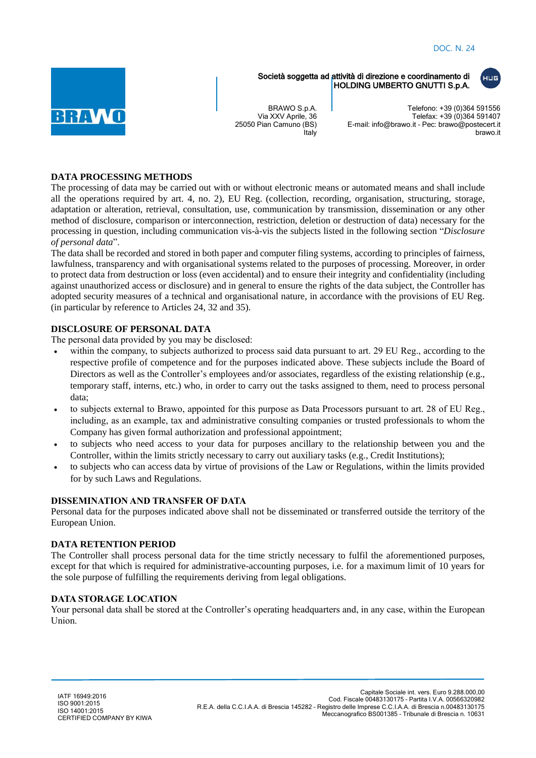## DATA PROCESSING METHODS

The processing of data may be carried out with or without electronic means or automated means and shall include all the operations required by art. 4, no. 2), EU Reg. (collection, recording, organisation, structuring, storage, adaptation or alteration, retrieval, consultation, use, communication by transmission, dissemination or any other method of disclosure, comparison or interconnection, restriction, deletion or destruction of data) necessary for the processing in question, including communication vis-à-vis the subjects listed in the following section "*Disclosure of personal data*".

The data shall be recorded and stored in both paper and computer filing systems, according to principles of fairness, lawfulness, transparency and with organisational systems related to the purposes of processing. Moreover, in order to protect data from destruction or loss (even accidental) and to ensure their integrity and confidentiality (including against unauthorized access or disclosure) and in general to ensure the rights of the data subject, the Controller has adopted security measures of a technical and organisational nature, in accordance with the provisions of EU Reg. (in particular by reference to Articles 24, 32 and 35).

## DISCLOSURE OF PERSONAL DATA

The personal data provided by you may be disclosed:

- within the company, to subjects authorized to process said data pursuant to art. 29 EU Reg., according to the respective profile of competence and for the purposes indicated above. These subjects include the Board of Directors as well as the Controller's employees and/or associates, regardless of the existing relationship (e.g., temporary staff, interns, etc.) who, in order to carry out the tasks assigned to them, need to process personal data;
- to subjects external to Brawo, appointed for this purpose as Data Processors pursuant to art. 28 of EU Reg., including, as an example, tax and administrative consulting companies or trusted professionals to whom the Company has given formal authorization and professional appointment;
- to subjects who need access to your data for purposes ancillary to the relationship between you and the Controller, within the limits strictly necessary to carry out auxiliary tasks (e.g., Credit Institutions);
- to subjects who can access data by virtue of provisions of the Law or Regulations, within the limits provided for by such Laws and Regulations.

## DISSEMINATION AND TRANSFER OF DATA

Personal data for the purposes indicated above shall not be disseminated or transferred outside the territory of the European Union.

## DATA RETENTION PERIOD

The Controller shall process personal data for the time strictly necessary to fulfil the aforementioned purposes, except for that which is required for administrative-accounting purposes, i.e. for a maximum limit of 10 years for the sole purpose of fulfilling the requirements deriving from legal obligations.

## DATA STORAGE LOCATION

Your personal data shall be stored at the Controller's operating headquarters and, in any case, within the European Union.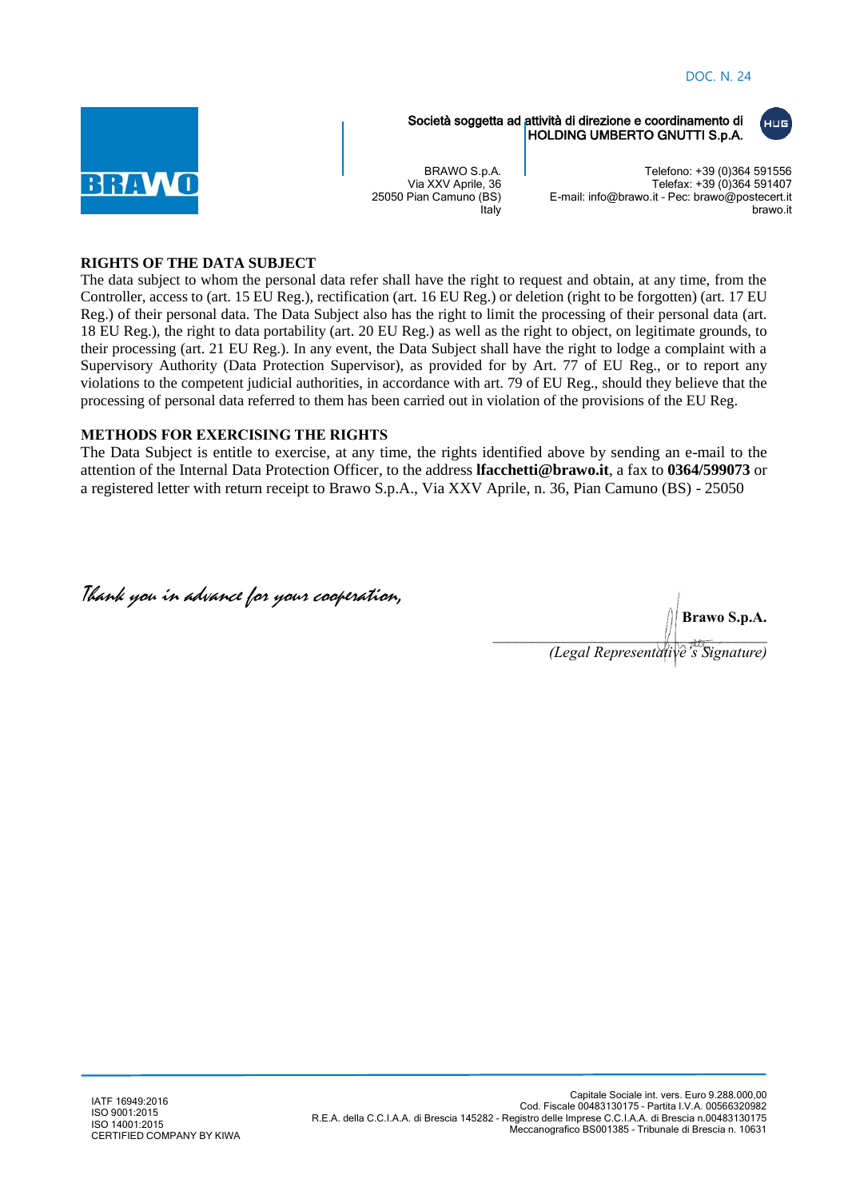## RIGHTS OF THE DATA SUBJECT

The data subject to whom the personal data refer shall have the right to request and obtain, at any time, from the Controller, access to (art. 15 EU Reg.), rectification (art. 16 EU Reg.) or deletion (right to be forgotten) (art. 17 EU Reg.) of their personal data. The Data Subject also has the right to limit the processing of their personal data (art. 18 EU Reg.), the right to data portability (art. 20 EU Reg.) as well as the right to object, on legitimate grounds, to their processing (art. 21 EU Reg.). In any event, the Data Subject shall have the right to lodge a complaint with a Supervisory Authority (Data Protection Supervisor), as provided for by Art. 77 of EU Reg., or to report any violations to the competent judicial authorities, in accordance with art. 79 of EU Reg., should they believe that the processing of personal data referred to them has been carried out in violation of the provisions of the EU Reg.

## METHODS FOR EXERCISING THE RIGHTS

The Data Subject is entitle to exercise, at any time, the rights identified above by sending an e-mail to the attention of the Internal Data Protection Officer, to the address **lfacchetti@brawo.it**, a fax to **0364/599073** or a registered letter with return receipt to Brawo S.p.A., Via XXV Aprile, n. 36, Pian Camuno (BS) - 25050

*Thank you in advance for your cooperation,*

**Brawo S.p.A.**

*(Legal Representative's Signature)*